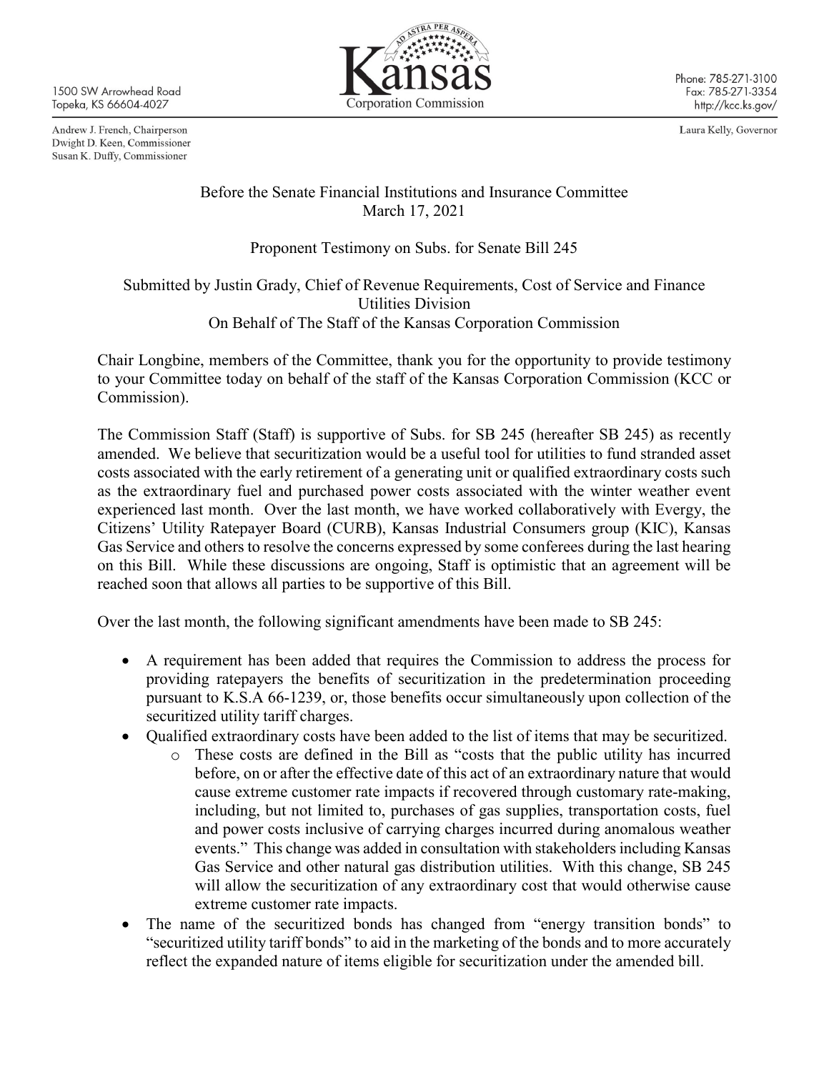1500 SW Arrowhead Road
Topeka, KS 66604-4027

**Kansas Corporation Commission**

Phone: 785-271-3100
Fax: 785-271-3354
http://kcc.ks.gov/

Andrew J. French, Chairperson
Dwight D. Keen, Commissioner
Susan K. Duffy, Commissioner

Laura Kelly, Governor

Before the Senate Financial Institutions and Insurance Committee
March 17, 2021

Proponent Testimony on Subs. for Senate Bill 245

Submitted by Justin Grady, Chief of Revenue Requirements, Cost of Service and Finance
Utilities Division
On Behalf of The Staff of the Kansas Corporation Commission

Chair Longbine, members of the Committee, thank you for the opportunity to provide testimony to your Committee today on behalf of the staff of the Kansas Corporation Commission (KCC or Commission).

The Commission Staff (Staff) is supportive of Subs. for SB 245 (hereafter SB 245) as recently amended. We believe that securitization would be a useful tool for utilities to fund stranded asset costs associated with the early retirement of a generating unit or qualified extraordinary costs such as the extraordinary fuel and purchased power costs associated with the winter weather event experienced last month. Over the last month, we have worked collaboratively with Evergy, the Citizens' Utility Ratepayer Board (CURB), Kansas Industrial Consumers group (KIC), Kansas Gas Service and others to resolve the concerns expressed by some conferees during the last hearing on this Bill. While these discussions are ongoing, Staff is optimistic that an agreement will be reached soon that allows all parties to be supportive of this Bill.

Over the last month, the following significant amendments have been made to SB 245:

- A requirement has been added that requires the Commission to address the process for providing ratepayers the benefits of securitization in the predetermination proceeding pursuant to K.S.A 66-1239, or, those benefits occur simultaneously upon collection of the securitized utility tariff charges.
- Qualified extraordinary costs have been added to the list of items that may be securitized.
  - These costs are defined in the Bill as "costs that the public utility has incurred before, on or after the effective date of this act of an extraordinary nature that would cause extreme customer rate impacts if recovered through customary rate-making, including, but not limited to, purchases of gas supplies, transportation costs, fuel and power costs inclusive of carrying charges incurred during anomalous weather events." This change was added in consultation with stakeholders including Kansas Gas Service and other natural gas distribution utilities. With this change, SB 245 will allow the securitization of any extraordinary cost that would otherwise cause extreme customer rate impacts.
- The name of the securitized bonds has changed from "energy transition bonds" to "securitized utility tariff bonds" to aid in the marketing of the bonds and to more accurately reflect the expanded nature of items eligible for securitization under the amended bill.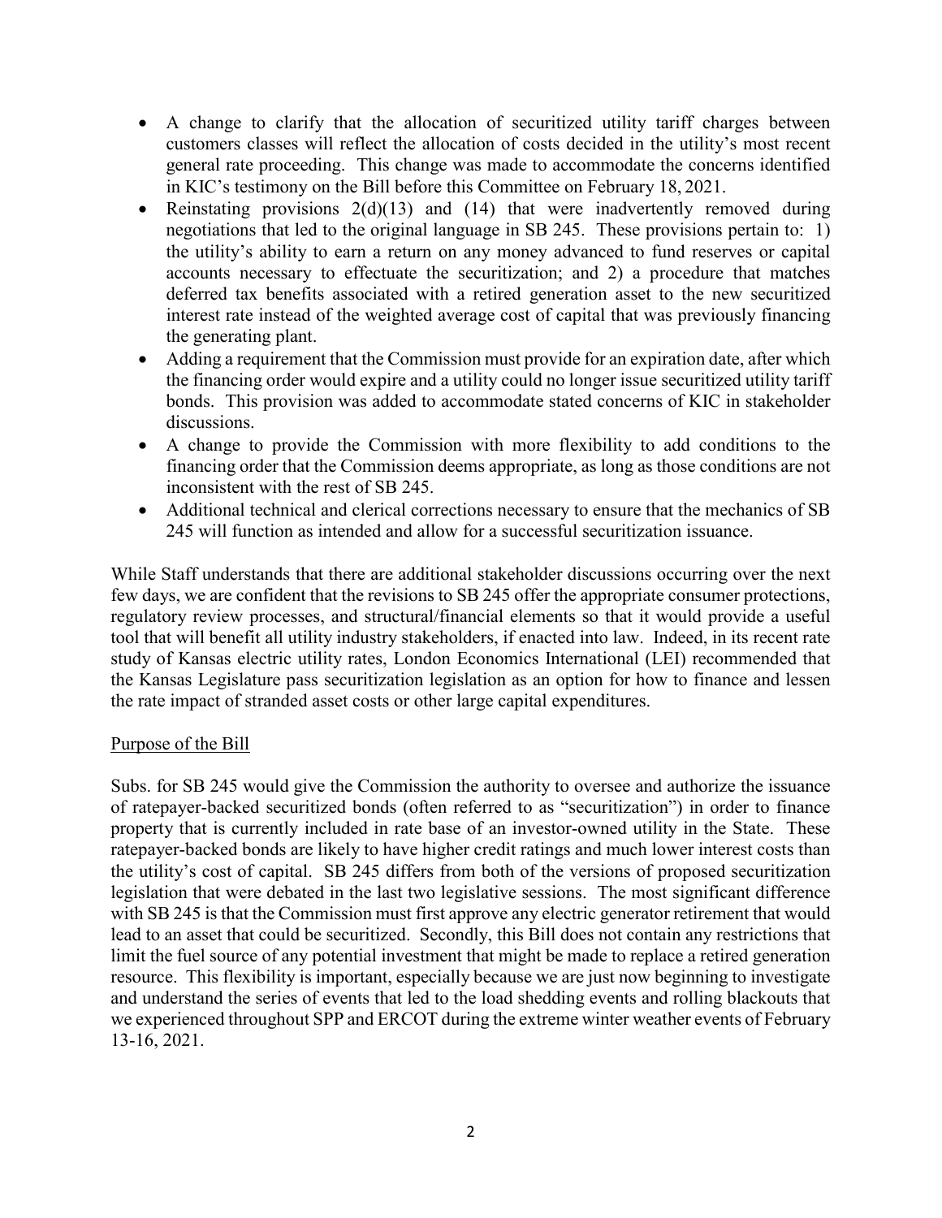- A change to clarify that the allocation of securitized utility tariff charges between customers classes will reflect the allocation of costs decided in the utility's most recent general rate proceeding. This change was made to accommodate the concerns identified in KIC's testimony on the Bill before this Committee on February 18, 2021.
- Reinstating provisions 2(d)(13) and (14) that were inadvertently removed during negotiations that led to the original language in SB 245. These provisions pertain to: 1) the utility's ability to earn a return on any money advanced to fund reserves or capital accounts necessary to effectuate the securitization; and 2) a procedure that matches deferred tax benefits associated with a retired generation asset to the new securitized interest rate instead of the weighted average cost of capital that was previously financing the generating plant.
- Adding a requirement that the Commission must provide for an expiration date, after which the financing order would expire and a utility could no longer issue securitized utility tariff bonds. This provision was added to accommodate stated concerns of KIC in stakeholder discussions.
- A change to provide the Commission with more flexibility to add conditions to the financing order that the Commission deems appropriate, as long as those conditions are not inconsistent with the rest of SB 245.
- Additional technical and clerical corrections necessary to ensure that the mechanics of SB 245 will function as intended and allow for a successful securitization issuance.

While Staff understands that there are additional stakeholder discussions occurring over the next few days, we are confident that the revisions to SB 245 offer the appropriate consumer protections, regulatory review processes, and structural/financial elements so that it would provide a useful tool that will benefit all utility industry stakeholders, if enacted into law. Indeed, in its recent rate study of Kansas electric utility rates, London Economics International (LEI) recommended that the Kansas Legislature pass securitization legislation as an option for how to finance and lessen the rate impact of stranded asset costs or other large capital expenditures.

## Purpose of the Bill

Subs. for SB 245 would give the Commission the authority to oversee and authorize the issuance of ratepayer-backed securitized bonds (often referred to as "securitization") in order to finance property that is currently included in rate base of an investor-owned utility in the State. These ratepayer-backed bonds are likely to have higher credit ratings and much lower interest costs than the utility's cost of capital. SB 245 differs from both of the versions of proposed securitization legislation that were debated in the last two legislative sessions. The most significant difference with SB 245 is that the Commission must first approve any electric generator retirement that would lead to an asset that could be securitized. Secondly, this Bill does not contain any restrictions that limit the fuel source of any potential investment that might be made to replace a retired generation resource. This flexibility is important, especially because we are just now beginning to investigate and understand the series of events that led to the load shedding events and rolling blackouts that we experienced throughout SPP and ERCOT during the extreme winter weather events of February 13-16, 2021.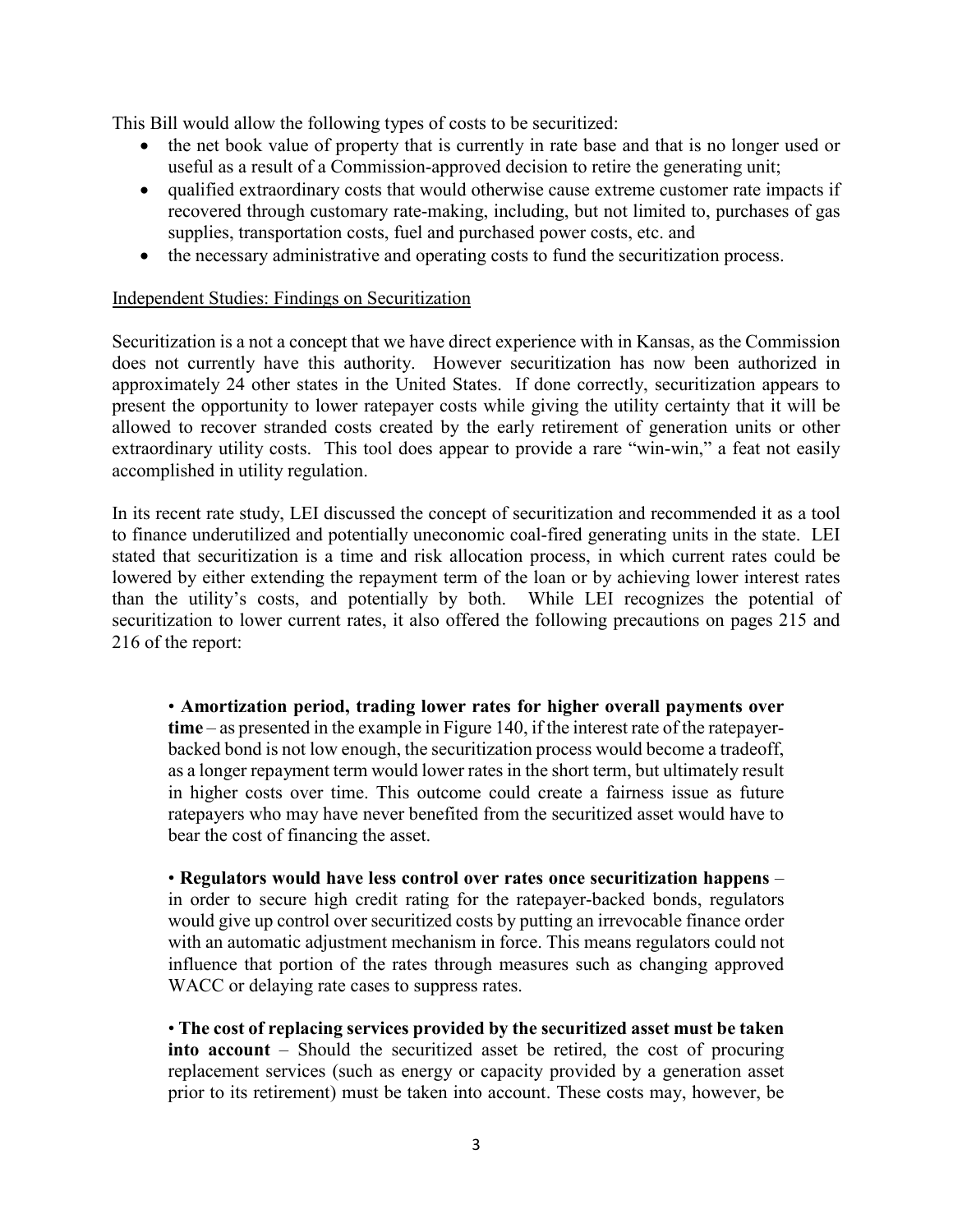This Bill would allow the following types of costs to be securitized:

- the net book value of property that is currently in rate base and that is no longer used or useful as a result of a Commission-approved decision to retire the generating unit;
- qualified extraordinary costs that would otherwise cause extreme customer rate impacts if recovered through customary rate-making, including, but not limited to, purchases of gas supplies, transportation costs, fuel and purchased power costs, etc. and
- the necessary administrative and operating costs to fund the securitization process.

<u>Independent Studies: Findings on Securitization</u>

Securitization is a not a concept that we have direct experience with in Kansas, as the Commission does not currently have this authority. However securitization has now been authorized in approximately 24 other states in the United States. If done correctly, securitization appears to present the opportunity to lower ratepayer costs while giving the utility certainty that it will be allowed to recover stranded costs created by the early retirement of generation units or other extraordinary utility costs. This tool does appear to provide a rare "win-win," a feat not easily accomplished in utility regulation.

In its recent rate study, LEI discussed the concept of securitization and recommended it as a tool to finance underutilized and potentially uneconomic coal-fired generating units in the state. LEI stated that securitization is a time and risk allocation process, in which current rates could be lowered by either extending the repayment term of the loan or by achieving lower interest rates than the utility's costs, and potentially by both. While LEI recognizes the potential of securitization to lower current rates, it also offered the following precautions on pages 215 and 216 of the report:

> • **Amortization period, trading lower rates for higher overall payments over time** – as presented in the example in Figure 140, if the interest rate of the ratepayer-backed bond is not low enough, the securitization process would become a tradeoff, as a longer repayment term would lower rates in the short term, but ultimately result in higher costs over time. This outcome could create a fairness issue as future ratepayers who may have never benefited from the securitized asset would have to bear the cost of financing the asset.
>
> • **Regulators would have less control over rates once securitization happens** – in order to secure high credit rating for the ratepayer-backed bonds, regulators would give up control over securitized costs by putting an irrevocable finance order with an automatic adjustment mechanism in force. This means regulators could not influence that portion of the rates through measures such as changing approved WACC or delaying rate cases to suppress rates.
>
> • **The cost of replacing services provided by the securitized asset must be taken into account** – Should the securitized asset be retired, the cost of procuring replacement services (such as energy or capacity provided by a generation asset prior to its retirement) must be taken into account. These costs may, however, be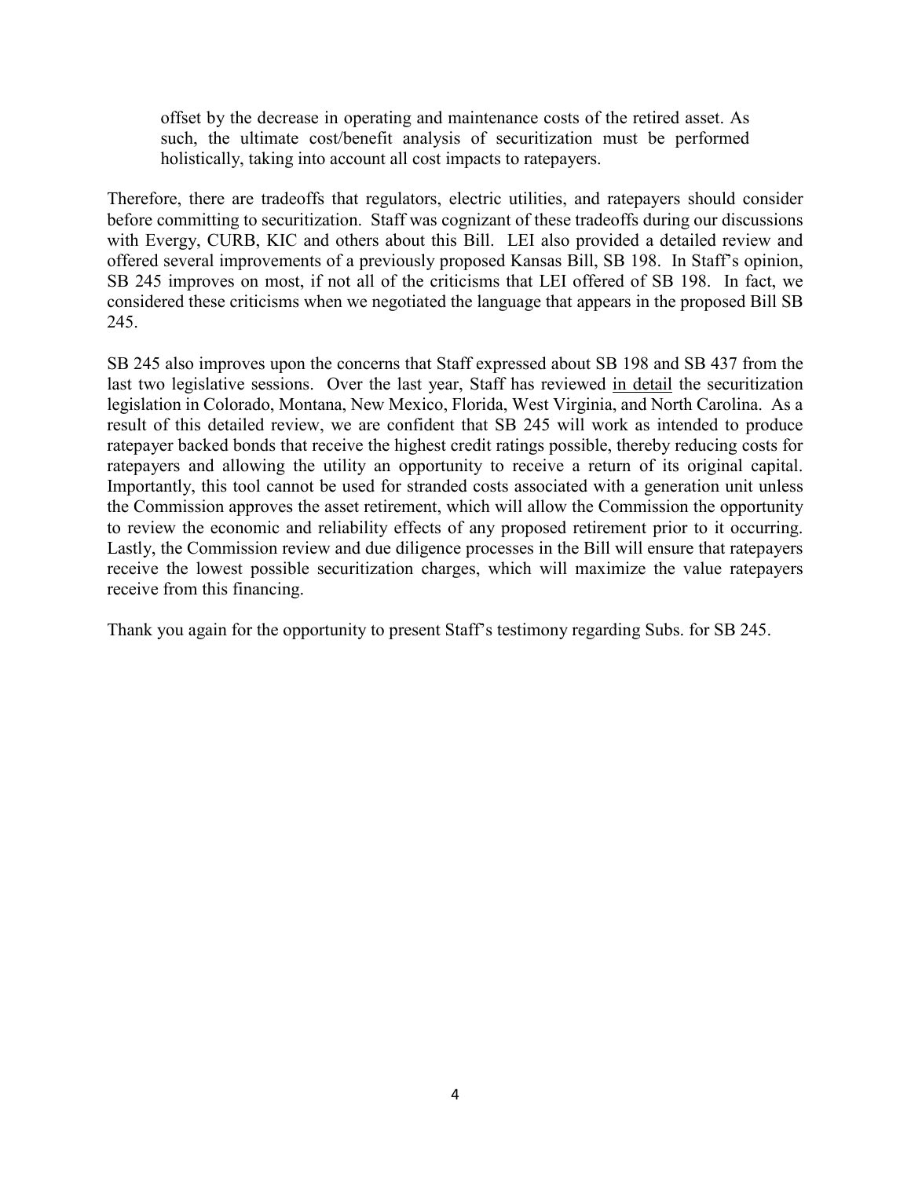offset by the decrease in operating and maintenance costs of the retired asset. As such, the ultimate cost/benefit analysis of securitization must be performed holistically, taking into account all cost impacts to ratepayers.

Therefore, there are tradeoffs that regulators, electric utilities, and ratepayers should consider before committing to securitization. Staff was cognizant of these tradeoffs during our discussions with Evergy, CURB, KIC and others about this Bill. LEI also provided a detailed review and offered several improvements of a previously proposed Kansas Bill, SB 198. In Staff's opinion, SB 245 improves on most, if not all of the criticisms that LEI offered of SB 198. In fact, we considered these criticisms when we negotiated the language that appears in the proposed Bill SB 245.

SB 245 also improves upon the concerns that Staff expressed about SB 198 and SB 437 from the last two legislative sessions. Over the last year, Staff has reviewed <u>in detail</u> the securitization legislation in Colorado, Montana, New Mexico, Florida, West Virginia, and North Carolina. As a result of this detailed review, we are confident that SB 245 will work as intended to produce ratepayer backed bonds that receive the highest credit ratings possible, thereby reducing costs for ratepayers and allowing the utility an opportunity to receive a return of its original capital. Importantly, this tool cannot be used for stranded costs associated with a generation unit unless the Commission approves the asset retirement, which will allow the Commission the opportunity to review the economic and reliability effects of any proposed retirement prior to it occurring. Lastly, the Commission review and due diligence processes in the Bill will ensure that ratepayers receive the lowest possible securitization charges, which will maximize the value ratepayers receive from this financing.

Thank you again for the opportunity to present Staff's testimony regarding Subs. for SB 245.